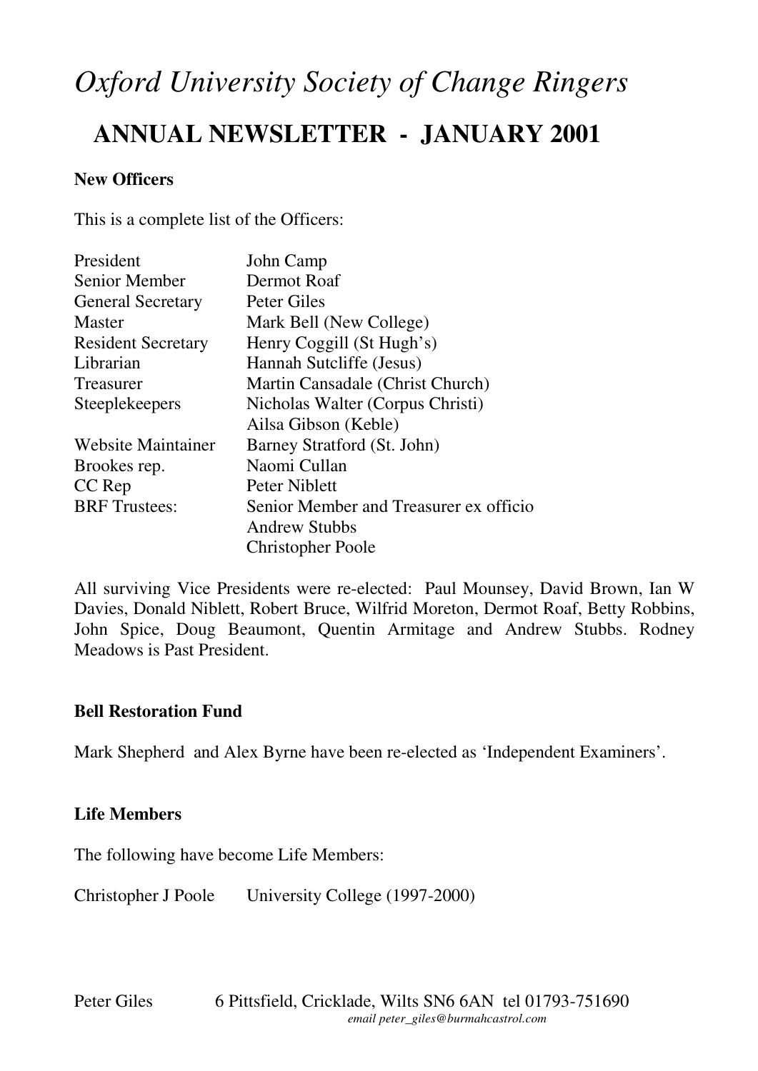# *Oxford University Society of Change Ringers*

## ANNUAL NEWSLETTER - JANUARY 2001

**New Officers**

This is a complete list of the Officers:

| | |
|---|---|
| President | John Camp |
| Senior Member | Dermot Roaf |
| General Secretary | Peter Giles |
| Master | Mark Bell (New College) |
| Resident Secretary | Henry Coggill (St Hugh's) |
| Librarian | Hannah Sutcliffe (Jesus) |
| Treasurer | Martin Cansadale (Christ Church) |
| Steeplekeepers | Nicholas Walter (Corpus Christi) |
| | Ailsa Gibson (Keble) |
| Website Maintainer | Barney Stratford (St. John) |
| Brookes rep. | Naomi Cullan |
| CC Rep | Peter Niblett |
| BRF Trustees: | Senior Member and Treasurer ex officio |
| | Andrew Stubbs |
| | Christopher Poole |

All surviving Vice Presidents were re-elected: Paul Mounsey, David Brown, Ian W Davies, Donald Niblett, Robert Bruce, Wilfrid Moreton, Dermot Roaf, Betty Robbins, John Spice, Doug Beaumont, Quentin Armitage and Andrew Stubbs. Rodney Meadows is Past President.

**Bell Restoration Fund**

Mark Shepherd and Alex Byrne have been re-elected as 'Independent Examiners'.

**Life Members**

The following have become Life Members:

Christopher J Poole University College (1997-2000)

Peter Giles 6 Pittsfield, Cricklade, Wilts SN6 6AN tel 01793-751690
*email peter_giles@burmahcastrol.com*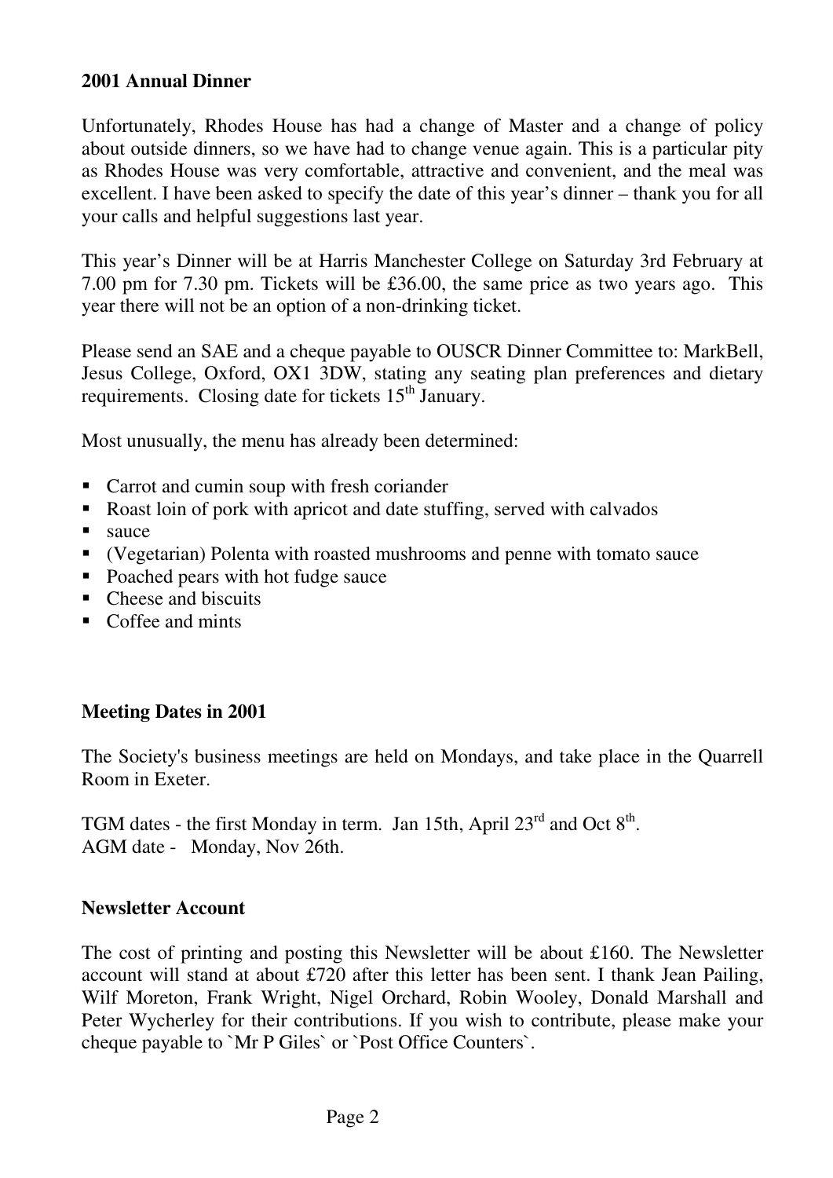## 2001 Annual Dinner

Unfortunately, Rhodes House has had a change of Master and a change of policy about outside dinners, so we have had to change venue again. This is a particular pity as Rhodes House was very comfortable, attractive and convenient, and the meal was excellent. I have been asked to specify the date of this year's dinner – thank you for all your calls and helpful suggestions last year.

This year's Dinner will be at Harris Manchester College on Saturday 3rd February at 7.00 pm for 7.30 pm. Tickets will be £36.00, the same price as two years ago. This year there will not be an option of a non-drinking ticket.

Please send an SAE and a cheque payable to OUSCR Dinner Committee to: MarkBell, Jesus College, Oxford, OX1 3DW, stating any seating plan preferences and dietary requirements. Closing date for tickets 15th January.

Most unusually, the menu has already been determined:

- Carrot and cumin soup with fresh coriander
- Roast loin of pork with apricot and date stuffing, served with calvados
- sauce
- (Vegetarian) Polenta with roasted mushrooms and penne with tomato sauce
- Poached pears with hot fudge sauce
- Cheese and biscuits
- Coffee and mints

## Meeting Dates in 2001

The Society's business meetings are held on Mondays, and take place in the Quarrell Room in Exeter.

TGM dates - the first Monday in term. Jan 15th, April 23rd and Oct 8th.
AGM date - Monday, Nov 26th.

## Newsletter Account

The cost of printing and posting this Newsletter will be about £160. The Newsletter account will stand at about £720 after this letter has been sent. I thank Jean Pailing, Wilf Moreton, Frank Wright, Nigel Orchard, Robin Wooley, Donald Marshall and Peter Wycherley for their contributions. If you wish to contribute, please make your cheque payable to `Mr P Giles` or `Post Office Counters`.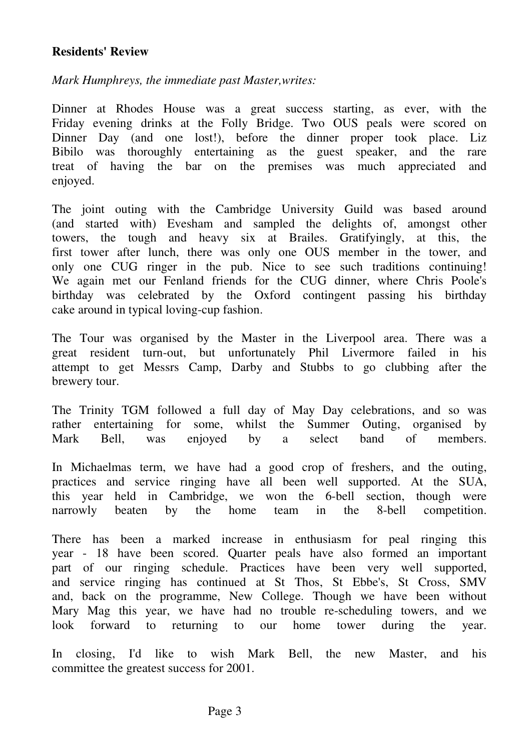**Residents' Review**

*Mark Humphreys, the immediate past Master,writes:*

Dinner at Rhodes House was a great success starting, as ever, with the Friday evening drinks at the Folly Bridge. Two OUS peals were scored on Dinner Day (and one lost!), before the dinner proper took place. Liz Bibilo was thoroughly entertaining as the guest speaker, and the rare treat of having the bar on the premises was much appreciated and enjoyed.

The joint outing with the Cambridge University Guild was based around (and started with) Evesham and sampled the delights of, amongst other towers, the tough and heavy six at Brailes. Gratifyingly, at this, the first tower after lunch, there was only one OUS member in the tower, and only one CUG ringer in the pub. Nice to see such traditions continuing! We again met our Fenland friends for the CUG dinner, where Chris Poole's birthday was celebrated by the Oxford contingent passing his birthday cake around in typical loving-cup fashion.

The Tour was organised by the Master in the Liverpool area. There was a great resident turn-out, but unfortunately Phil Livermore failed in his attempt to get Messrs Camp, Darby and Stubbs to go clubbing after the brewery tour.

The Trinity TGM followed a full day of May Day celebrations, and so was rather entertaining for some, whilst the Summer Outing, organised by Mark Bell, was enjoyed by a select band of members.

In Michaelmas term, we have had a good crop of freshers, and the outing, practices and service ringing have all been well supported. At the SUA, this year held in Cambridge, we won the 6-bell section, though were narrowly beaten by the home team in the 8-bell competition.

There has been a marked increase in enthusiasm for peal ringing this year - 18 have been scored. Quarter peals have also formed an important part of our ringing schedule. Practices have been very well supported, and service ringing has continued at St Thos, St Ebbe's, St Cross, SMV and, back on the programme, New College. Though we have been without Mary Mag this year, we have had no trouble re-scheduling towers, and we look forward to returning to our home tower during the year.

In closing, I'd like to wish Mark Bell, the new Master, and his committee the greatest success for 2001.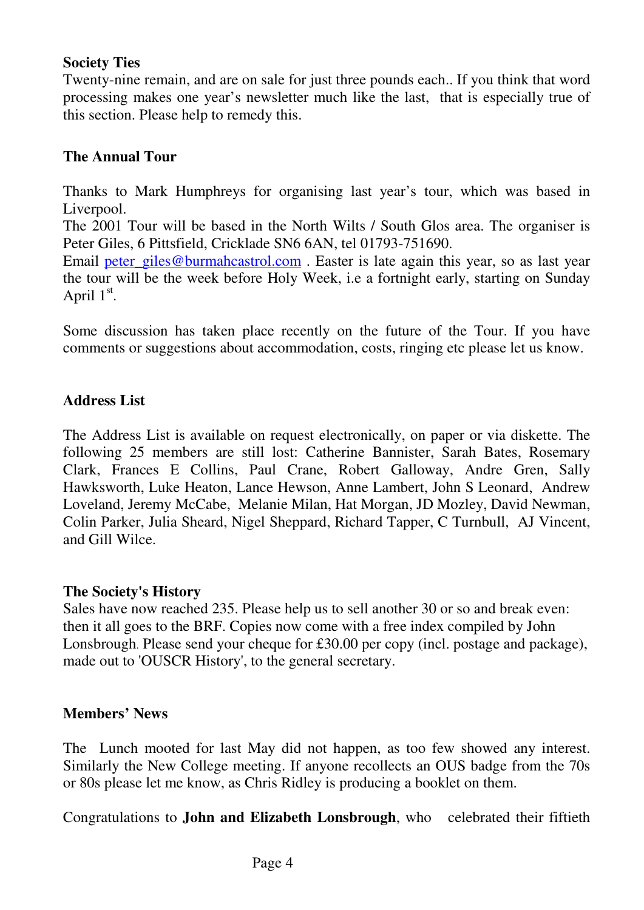**Society Ties**

Twenty-nine remain, and are on sale for just three pounds each.. If you think that word processing makes one year's newsletter much like the last, that is especially true of this section. Please help to remedy this.

**The Annual Tour**

Thanks to Mark Humphreys for organising last year's tour, which was based in Liverpool.

The 2001 Tour will be based in the North Wilts / South Glos area. The organiser is Peter Giles, 6 Pittsfield, Cricklade SN6 6AN, tel 01793-751690.

Email peter_giles@burmahcastrol.com . Easter is late again this year, so as last year the tour will be the week before Holy Week, i.e a fortnight early, starting on Sunday April 1st.

Some discussion has taken place recently on the future of the Tour. If you have comments or suggestions about accommodation, costs, ringing etc please let us know.

**Address List**

The Address List is available on request electronically, on paper or via diskette. The following 25 members are still lost: Catherine Bannister, Sarah Bates, Rosemary Clark, Frances E Collins, Paul Crane, Robert Galloway, Andre Gren, Sally Hawksworth, Luke Heaton, Lance Hewson, Anne Lambert, John S Leonard, Andrew Loveland, Jeremy McCabe, Melanie Milan, Hat Morgan, JD Mozley, David Newman, Colin Parker, Julia Sheard, Nigel Sheppard, Richard Tapper, C Turnbull, AJ Vincent, and Gill Wilce.

**The Society's History**

Sales have now reached 235. Please help us to sell another 30 or so and break even: then it all goes to the BRF. Copies now come with a free index compiled by John Lonsbrough. Please send your cheque for £30.00 per copy (incl. postage and package), made out to 'OUSCR History', to the general secretary.

**Members' News**

The Lunch mooted for last May did not happen, as too few showed any interest. Similarly the New College meeting. If anyone recollects an OUS badge from the 70s or 80s please let me know, as Chris Ridley is producing a booklet on them.

Congratulations to **John and Elizabeth Lonsbrough**, who celebrated their fiftieth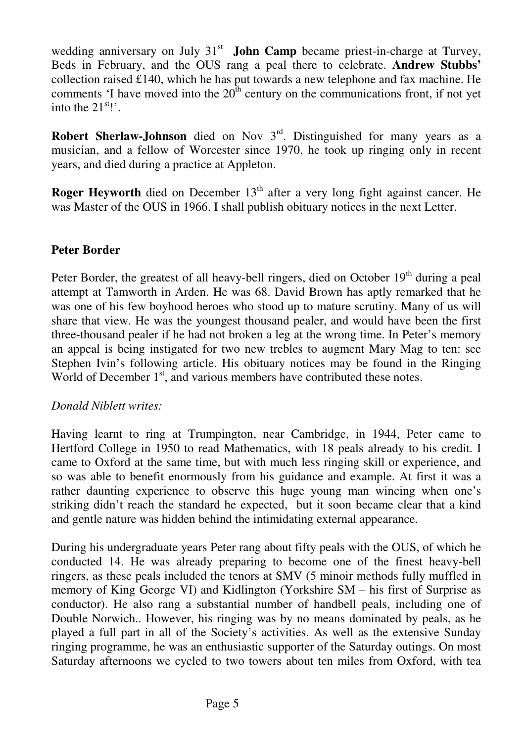wedding anniversary on July 31st **John Camp** became priest-in-charge at Turvey, Beds in February, and the OUS rang a peal there to celebrate. **Andrew Stubbs'** collection raised £140, which he has put towards a new telephone and fax machine. He comments 'I have moved into the 20th century on the communications front, if not yet into the 21st!'.

**Robert Sherlaw-Johnson** died on Nov 3rd. Distinguished for many years as a musician, and a fellow of Worcester since 1970, he took up ringing only in recent years, and died during a practice at Appleton.

**Roger Heyworth** died on December 13th after a very long fight against cancer. He was Master of the OUS in 1966. I shall publish obituary notices in the next Letter.

## Peter Border

Peter Border, the greatest of all heavy-bell ringers, died on October 19th during a peal attempt at Tamworth in Arden. He was 68. David Brown has aptly remarked that he was one of his few boyhood heroes who stood up to mature scrutiny. Many of us will share that view. He was the youngest thousand pealer, and would have been the first three-thousand pealer if he had not broken a leg at the wrong time. In Peter's memory an appeal is being instigated for two new trebles to augment Mary Mag to ten: see Stephen Ivin's following article. His obituary notices may be found in the Ringing World of December 1st, and various members have contributed these notes.

*Donald Niblett writes:*

Having learnt to ring at Trumpington, near Cambridge, in 1944, Peter came to Hertford College in 1950 to read Mathematics, with 18 peals already to his credit. I came to Oxford at the same time, but with much less ringing skill or experience, and so was able to benefit enormously from his guidance and example. At first it was a rather daunting experience to observe this huge young man wincing when one's striking didn't reach the standard he expected, but it soon became clear that a kind and gentle nature was hidden behind the intimidating external appearance.

During his undergraduate years Peter rang about fifty peals with the OUS, of which he conducted 14. He was already preparing to become one of the finest heavy-bell ringers, as these peals included the tenors at SMV (5 minoir methods fully muffled in memory of King George VI) and Kidlington (Yorkshire SM – his first of Surprise as conductor). He also rang a substantial number of handbell peals, including one of Double Norwich.. However, his ringing was by no means dominated by peals, as he played a full part in all of the Society's activities. As well as the extensive Sunday ringing programme, he was an enthusiastic supporter of the Saturday outings. On most Saturday afternoons we cycled to two towers about ten miles from Oxford, with tea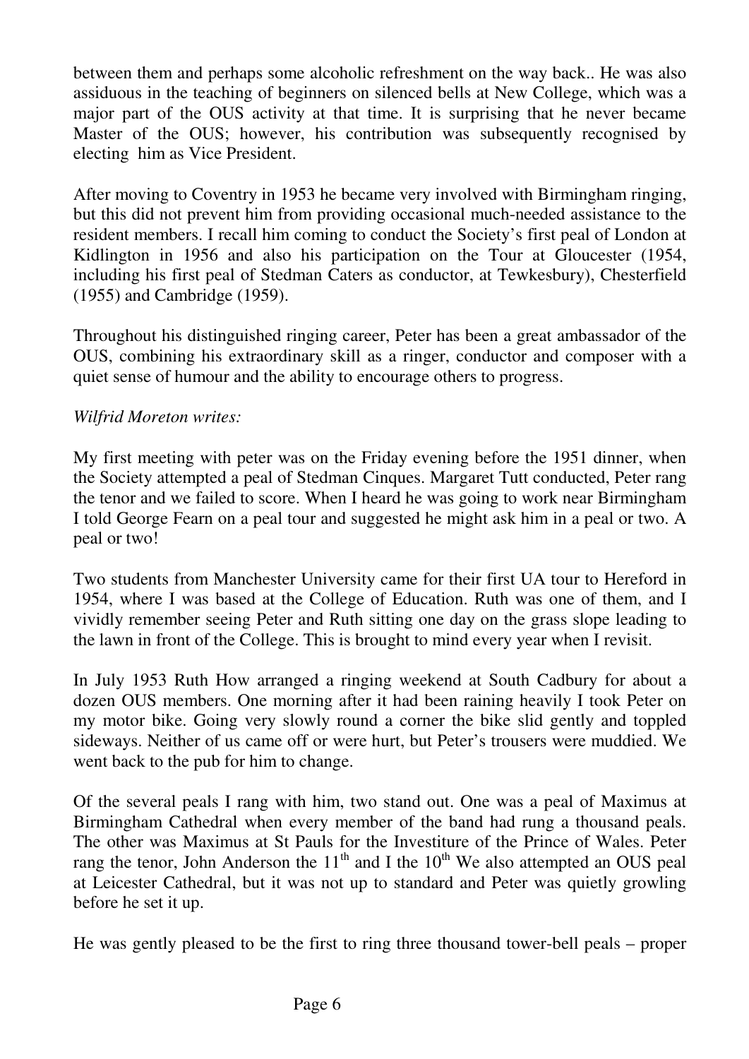between them and perhaps some alcoholic refreshment on the way back.. He was also assiduous in the teaching of beginners on silenced bells at New College, which was a major part of the OUS activity at that time. It is surprising that he never became Master of the OUS; however, his contribution was subsequently recognised by electing him as Vice President.

After moving to Coventry in 1953 he became very involved with Birmingham ringing, but this did not prevent him from providing occasional much-needed assistance to the resident members. I recall him coming to conduct the Society's first peal of London at Kidlington in 1956 and also his participation on the Tour at Gloucester (1954, including his first peal of Stedman Caters as conductor, at Tewkesbury), Chesterfield (1955) and Cambridge (1959).

Throughout his distinguished ringing career, Peter has been a great ambassador of the OUS, combining his extraordinary skill as a ringer, conductor and composer with a quiet sense of humour and the ability to encourage others to progress.

*Wilfrid Moreton writes:*

My first meeting with peter was on the Friday evening before the 1951 dinner, when the Society attempted a peal of Stedman Cinques. Margaret Tutt conducted, Peter rang the tenor and we failed to score. When I heard he was going to work near Birmingham I told George Fearn on a peal tour and suggested he might ask him in a peal or two. A peal or two!

Two students from Manchester University came for their first UA tour to Hereford in 1954, where I was based at the College of Education. Ruth was one of them, and I vividly remember seeing Peter and Ruth sitting one day on the grass slope leading to the lawn in front of the College. This is brought to mind every year when I revisit.

In July 1953 Ruth How arranged a ringing weekend at South Cadbury for about a dozen OUS members. One morning after it had been raining heavily I took Peter on my motor bike. Going very slowly round a corner the bike slid gently and toppled sideways. Neither of us came off or were hurt, but Peter's trousers were muddied. We went back to the pub for him to change.

Of the several peals I rang with him, two stand out. One was a peal of Maximus at Birmingham Cathedral when every member of the band had rung a thousand peals. The other was Maximus at St Pauls for the Investiture of the Prince of Wales. Peter rang the tenor, John Anderson the 11th and I the 10th We also attempted an OUS peal at Leicester Cathedral, but it was not up to standard and Peter was quietly growling before he set it up.

He was gently pleased to be the first to ring three thousand tower-bell peals – proper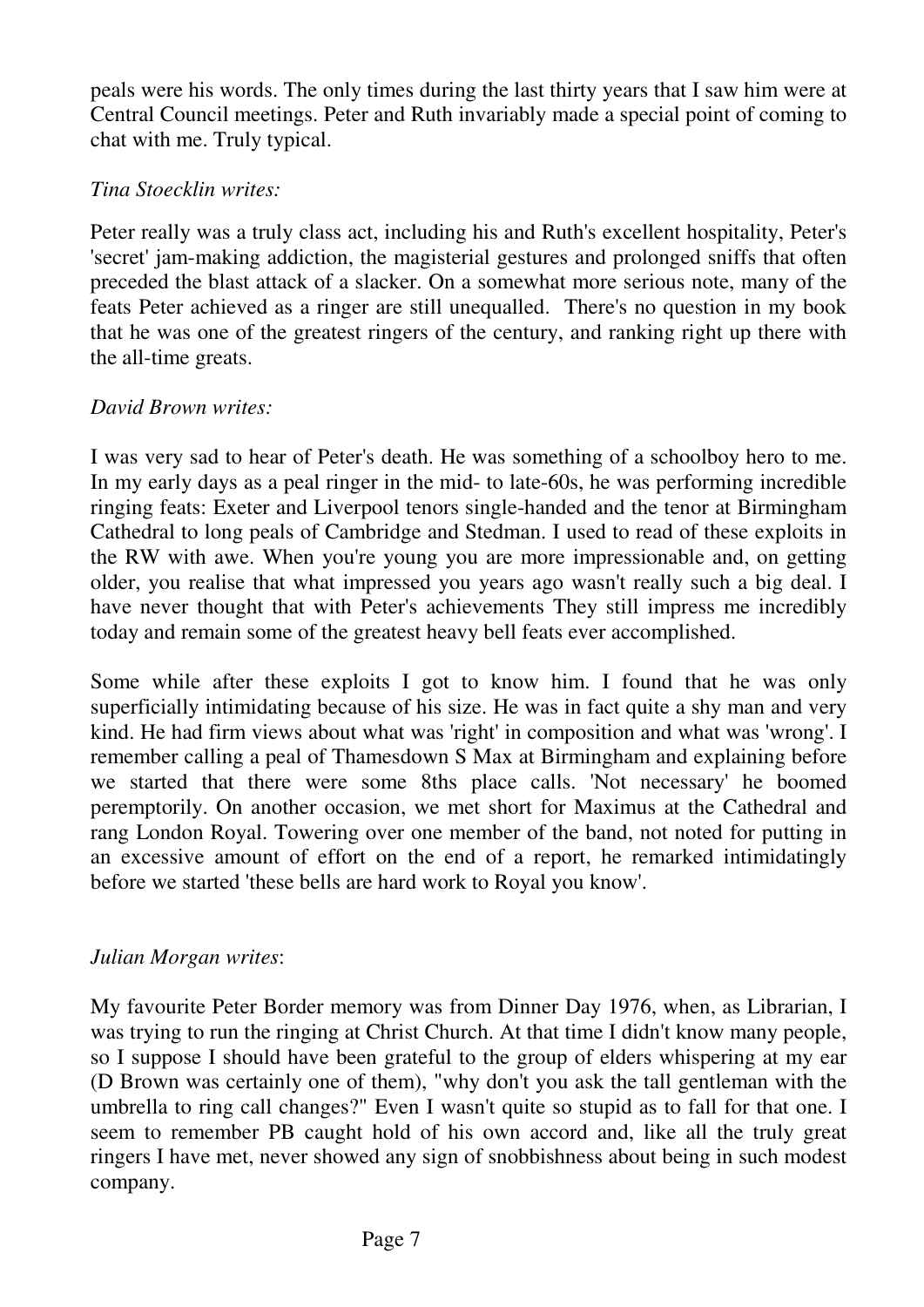peals were his words. The only times during the last thirty years that I saw him were at Central Council meetings. Peter and Ruth invariably made a special point of coming to chat with me. Truly typical.

*Tina Stoecklin writes:*

Peter really was a truly class act, including his and Ruth's excellent hospitality, Peter's 'secret' jam-making addiction, the magisterial gestures and prolonged sniffs that often preceded the blast attack of a slacker. On a somewhat more serious note, many of the feats Peter achieved as a ringer are still unequalled. There's no question in my book that he was one of the greatest ringers of the century, and ranking right up there with the all-time greats.

*David Brown writes:*

I was very sad to hear of Peter's death. He was something of a schoolboy hero to me. In my early days as a peal ringer in the mid- to late-60s, he was performing incredible ringing feats: Exeter and Liverpool tenors single-handed and the tenor at Birmingham Cathedral to long peals of Cambridge and Stedman. I used to read of these exploits in the RW with awe. When you're young you are more impressionable and, on getting older, you realise that what impressed you years ago wasn't really such a big deal. I have never thought that with Peter's achievements They still impress me incredibly today and remain some of the greatest heavy bell feats ever accomplished.

Some while after these exploits I got to know him. I found that he was only superficially intimidating because of his size. He was in fact quite a shy man and very kind. He had firm views about what was 'right' in composition and what was 'wrong'. I remember calling a peal of Thamesdown S Max at Birmingham and explaining before we started that there were some 8ths place calls. 'Not necessary' he boomed peremptorily. On another occasion, we met short for Maximus at the Cathedral and rang London Royal. Towering over one member of the band, not noted for putting in an excessive amount of effort on the end of a report, he remarked intimidatingly before we started 'these bells are hard work to Royal you know'.

*Julian Morgan writes*:

My favourite Peter Border memory was from Dinner Day 1976, when, as Librarian, I was trying to run the ringing at Christ Church. At that time I didn't know many people, so I suppose I should have been grateful to the group of elders whispering at my ear (D Brown was certainly one of them), "why don't you ask the tall gentleman with the umbrella to ring call changes?" Even I wasn't quite so stupid as to fall for that one. I seem to remember PB caught hold of his own accord and, like all the truly great ringers I have met, never showed any sign of snobbishness about being in such modest company.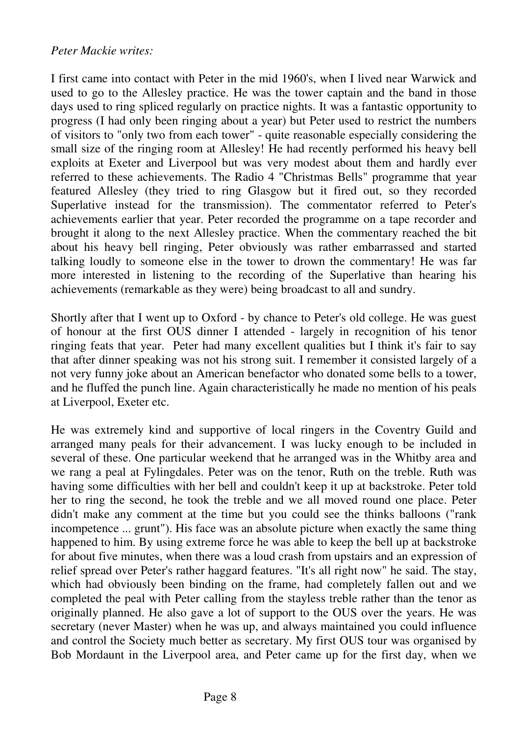*Peter Mackie writes:*

I first came into contact with Peter in the mid 1960's, when I lived near Warwick and used to go to the Allesley practice. He was the tower captain and the band in those days used to ring spliced regularly on practice nights. It was a fantastic opportunity to progress (I had only been ringing about a year) but Peter used to restrict the numbers of visitors to "only two from each tower" - quite reasonable especially considering the small size of the ringing room at Allesley! He had recently performed his heavy bell exploits at Exeter and Liverpool but was very modest about them and hardly ever referred to these achievements. The Radio 4 "Christmas Bells" programme that year featured Allesley (they tried to ring Glasgow but it fired out, so they recorded Superlative instead for the transmission). The commentator referred to Peter's achievements earlier that year. Peter recorded the programme on a tape recorder and brought it along to the next Allesley practice. When the commentary reached the bit about his heavy bell ringing, Peter obviously was rather embarrassed and started talking loudly to someone else in the tower to drown the commentary! He was far more interested in listening to the recording of the Superlative than hearing his achievements (remarkable as they were) being broadcast to all and sundry.

Shortly after that I went up to Oxford - by chance to Peter's old college. He was guest of honour at the first OUS dinner I attended - largely in recognition of his tenor ringing feats that year. Peter had many excellent qualities but I think it's fair to say that after dinner speaking was not his strong suit. I remember it consisted largely of a not very funny joke about an American benefactor who donated some bells to a tower, and he fluffed the punch line. Again characteristically he made no mention of his peals at Liverpool, Exeter etc.

He was extremely kind and supportive of local ringers in the Coventry Guild and arranged many peals for their advancement. I was lucky enough to be included in several of these. One particular weekend that he arranged was in the Whitby area and we rang a peal at Fylingdales. Peter was on the tenor, Ruth on the treble. Ruth was having some difficulties with her bell and couldn't keep it up at backstroke. Peter told her to ring the second, he took the treble and we all moved round one place. Peter didn't make any comment at the time but you could see the thinks balloons ("rank incompetence ... grunt"). His face was an absolute picture when exactly the same thing happened to him. By using extreme force he was able to keep the bell up at backstroke for about five minutes, when there was a loud crash from upstairs and an expression of relief spread over Peter's rather haggard features. "It's all right now" he said. The stay, which had obviously been binding on the frame, had completely fallen out and we completed the peal with Peter calling from the stayless treble rather than the tenor as originally planned. He also gave a lot of support to the OUS over the years. He was secretary (never Master) when he was up, and always maintained you could influence and control the Society much better as secretary. My first OUS tour was organised by Bob Mordaunt in the Liverpool area, and Peter came up for the first day, when we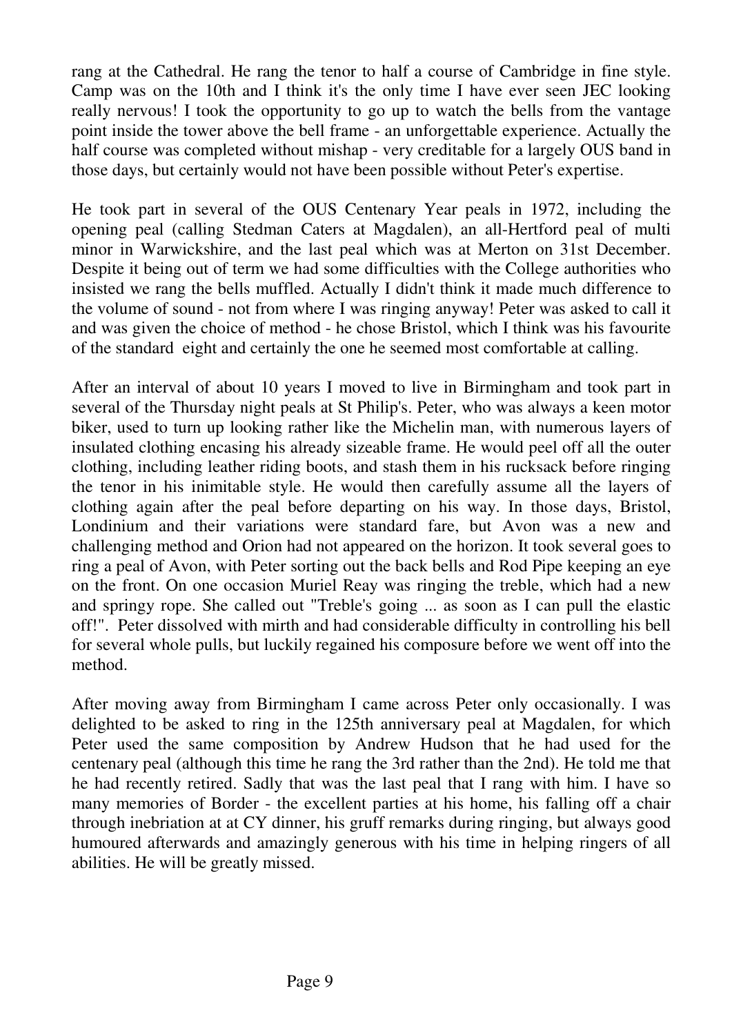rang at the Cathedral. He rang the tenor to half a course of Cambridge in fine style. Camp was on the 10th and I think it's the only time I have ever seen JEC looking really nervous! I took the opportunity to go up to watch the bells from the vantage point inside the tower above the bell frame - an unforgettable experience. Actually the half course was completed without mishap - very creditable for a largely OUS band in those days, but certainly would not have been possible without Peter's expertise.

He took part in several of the OUS Centenary Year peals in 1972, including the opening peal (calling Stedman Caters at Magdalen), an all-Hertford peal of multi minor in Warwickshire, and the last peal which was at Merton on 31st December. Despite it being out of term we had some difficulties with the College authorities who insisted we rang the bells muffled. Actually I didn't think it made much difference to the volume of sound - not from where I was ringing anyway! Peter was asked to call it and was given the choice of method - he chose Bristol, which I think was his favourite of the standard eight and certainly the one he seemed most comfortable at calling.

After an interval of about 10 years I moved to live in Birmingham and took part in several of the Thursday night peals at St Philip's. Peter, who was always a keen motor biker, used to turn up looking rather like the Michelin man, with numerous layers of insulated clothing encasing his already sizeable frame. He would peel off all the outer clothing, including leather riding boots, and stash them in his rucksack before ringing the tenor in his inimitable style. He would then carefully assume all the layers of clothing again after the peal before departing on his way. In those days, Bristol, Londinium and their variations were standard fare, but Avon was a new and challenging method and Orion had not appeared on the horizon. It took several goes to ring a peal of Avon, with Peter sorting out the back bells and Rod Pipe keeping an eye on the front. On one occasion Muriel Reay was ringing the treble, which had a new and springy rope. She called out "Treble's going ... as soon as I can pull the elastic off!". Peter dissolved with mirth and had considerable difficulty in controlling his bell for several whole pulls, but luckily regained his composure before we went off into the method.

After moving away from Birmingham I came across Peter only occasionally. I was delighted to be asked to ring in the 125th anniversary peal at Magdalen, for which Peter used the same composition by Andrew Hudson that he had used for the centenary peal (although this time he rang the 3rd rather than the 2nd). He told me that he had recently retired. Sadly that was the last peal that I rang with him. I have so many memories of Border - the excellent parties at his home, his falling off a chair through inebriation at at CY dinner, his gruff remarks during ringing, but always good humoured afterwards and amazingly generous with his time in helping ringers of all abilities. He will be greatly missed.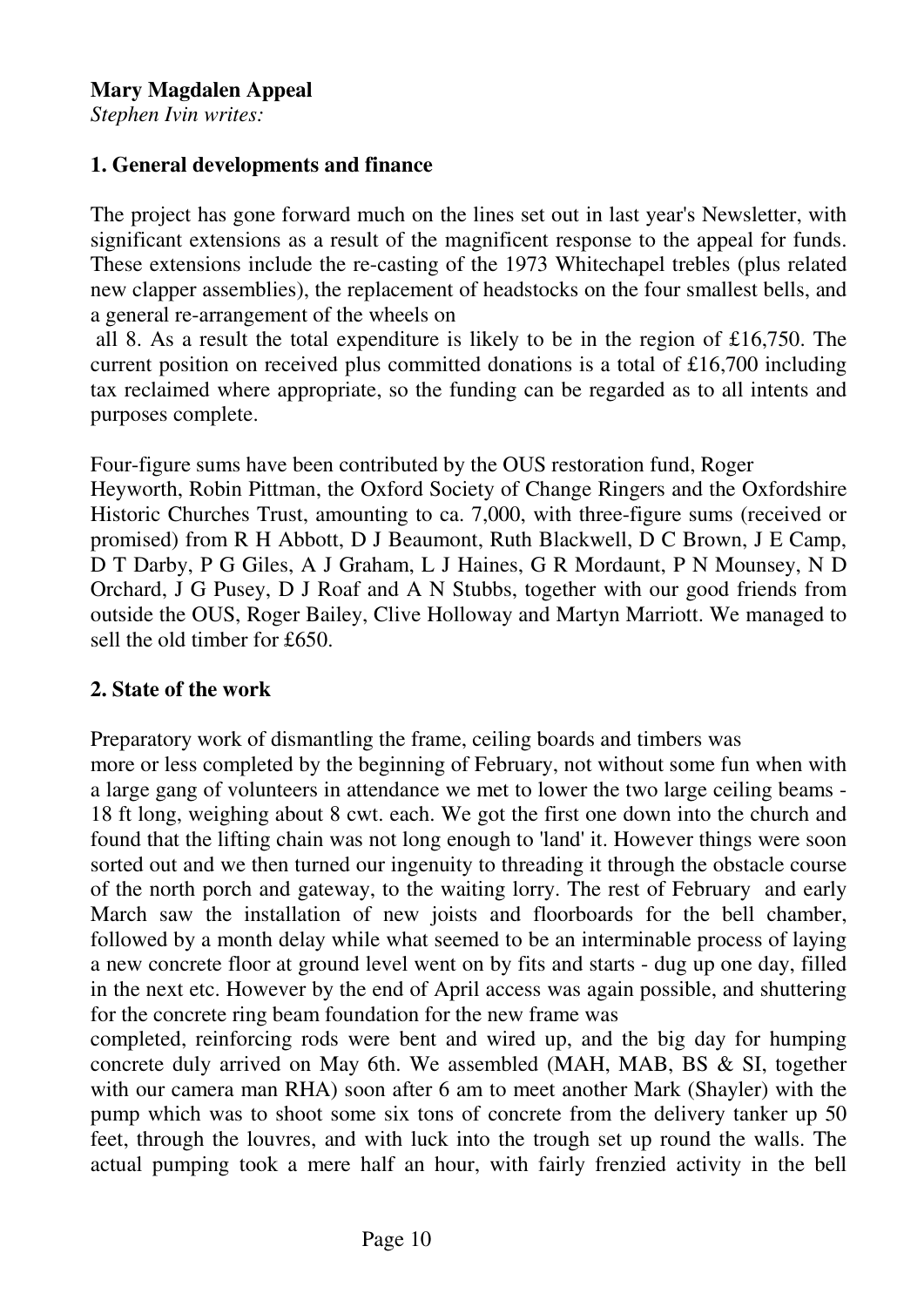**Mary Magdalen Appeal**

*Stephen Ivin writes:*

**1. General developments and finance**

The project has gone forward much on the lines set out in last year's Newsletter, with significant extensions as a result of the magnificent response to the appeal for funds. These extensions include the re-casting of the 1973 Whitechapel trebles (plus related new clapper assemblies), the replacement of headstocks on the four smallest bells, and a general re-arrangement of the wheels on all 8. As a result the total expenditure is likely to be in the region of £16,750. The current position on received plus committed donations is a total of £16,700 including tax reclaimed where appropriate, so the funding can be regarded as to all intents and purposes complete.

Four-figure sums have been contributed by the OUS restoration fund, Roger Heyworth, Robin Pittman, the Oxford Society of Change Ringers and the Oxfordshire Historic Churches Trust, amounting to ca. 7,000, with three-figure sums (received or promised) from R H Abbott, D J Beaumont, Ruth Blackwell, D C Brown, J E Camp, D T Darby, P G Giles, A J Graham, L J Haines, G R Mordaunt, P N Mounsey, N D Orchard, J G Pusey, D J Roaf and A N Stubbs, together with our good friends from outside the OUS, Roger Bailey, Clive Holloway and Martyn Marriott. We managed to sell the old timber for £650.

**2. State of the work**

Preparatory work of dismantling the frame, ceiling boards and timbers was more or less completed by the beginning of February, not without some fun when with a large gang of volunteers in attendance we met to lower the two large ceiling beams - 18 ft long, weighing about 8 cwt. each. We got the first one down into the church and found that the lifting chain was not long enough to 'land' it. However things were soon sorted out and we then turned our ingenuity to threading it through the obstacle course of the north porch and gateway, to the waiting lorry. The rest of February and early March saw the installation of new joists and floorboards for the bell chamber, followed by a month delay while what seemed to be an interminable process of laying a new concrete floor at ground level went on by fits and starts - dug up one day, filled in the next etc. However by the end of April access was again possible, and shuttering for the concrete ring beam foundation for the new frame was completed, reinforcing rods were bent and wired up, and the big day for humping concrete duly arrived on May 6th. We assembled (MAH, MAB, BS & SI, together with our camera man RHA) soon after 6 am to meet another Mark (Shayler) with the pump which was to shoot some six tons of concrete from the delivery tanker up 50 feet, through the louvres, and with luck into the trough set up round the walls. The actual pumping took a mere half an hour, with fairly frenzied activity in the bell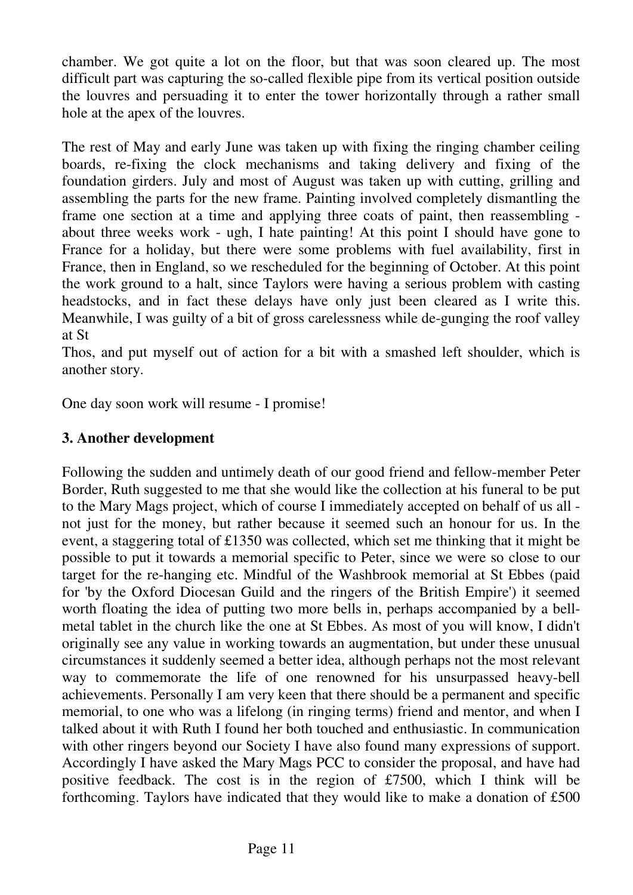chamber. We got quite a lot on the floor, but that was soon cleared up. The most difficult part was capturing the so-called flexible pipe from its vertical position outside the louvres and persuading it to enter the tower horizontally through a rather small hole at the apex of the louvres.

The rest of May and early June was taken up with fixing the ringing chamber ceiling boards, re-fixing the clock mechanisms and taking delivery and fixing of the foundation girders. July and most of August was taken up with cutting, grilling and assembling the parts for the new frame. Painting involved completely dismantling the frame one section at a time and applying three coats of paint, then reassembling - about three weeks work - ugh, I hate painting! At this point I should have gone to France for a holiday, but there were some problems with fuel availability, first in France, then in England, so we rescheduled for the beginning of October. At this point the work ground to a halt, since Taylors were having a serious problem with casting headstocks, and in fact these delays have only just been cleared as I write this. Meanwhile, I was guilty of a bit of gross carelessness while de-gunging the roof valley at St
Thos, and put myself out of action for a bit with a smashed left shoulder, which is another story.

One day soon work will resume - I promise!

### 3. Another development

Following the sudden and untimely death of our good friend and fellow-member Peter Border, Ruth suggested to me that she would like the collection at his funeral to be put to the Mary Mags project, which of course I immediately accepted on behalf of us all - not just for the money, but rather because it seemed such an honour for us. In the event, a staggering total of £1350 was collected, which set me thinking that it might be possible to put it towards a memorial specific to Peter, since we were so close to our target for the re-hanging etc. Mindful of the Washbrook memorial at St Ebbes (paid for 'by the Oxford Diocesan Guild and the ringers of the British Empire') it seemed worth floating the idea of putting two more bells in, perhaps accompanied by a bell-metal tablet in the church like the one at St Ebbes. As most of you will know, I didn't originally see any value in working towards an augmentation, but under these unusual circumstances it suddenly seemed a better idea, although perhaps not the most relevant way to commemorate the life of one renowned for his unsurpassed heavy-bell achievements. Personally I am very keen that there should be a permanent and specific memorial, to one who was a lifelong (in ringing terms) friend and mentor, and when I talked about it with Ruth I found her both touched and enthusiastic. In communication with other ringers beyond our Society I have also found many expressions of support. Accordingly I have asked the Mary Mags PCC to consider the proposal, and have had positive feedback. The cost is in the region of £7500, which I think will be forthcoming. Taylors have indicated that they would like to make a donation of £500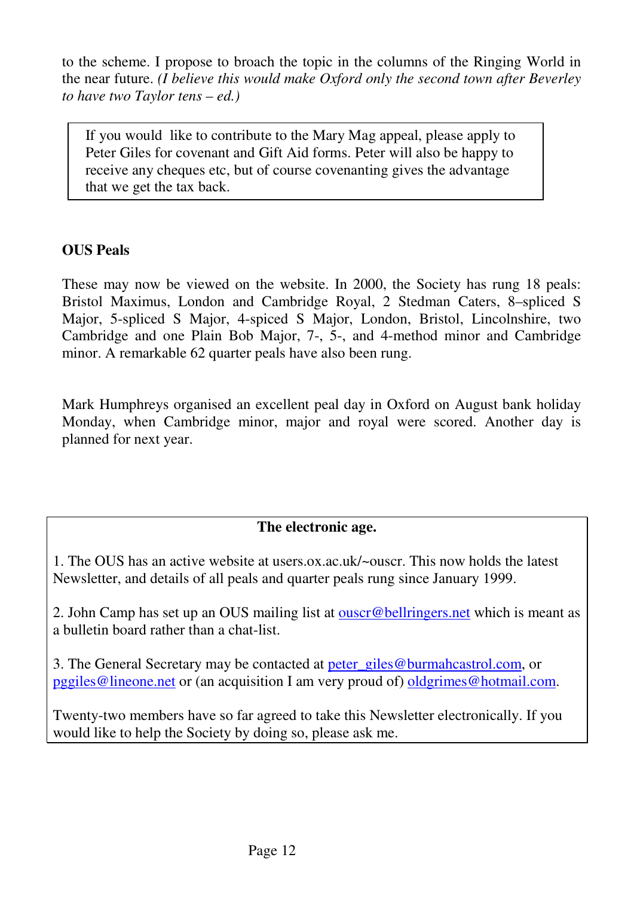to the scheme. I propose to broach the topic in the columns of the Ringing World in the near future. *(I believe this would make Oxford only the second town after Beverley to have two Taylor tens – ed.)*

> If you would like to contribute to the Mary Mag appeal, please apply to Peter Giles for covenant and Gift Aid forms. Peter will also be happy to receive any cheques etc, but of course covenanting gives the advantage that we get the tax back.

**OUS Peals**

These may now be viewed on the website. In 2000, the Society has rung 18 peals: Bristol Maximus, London and Cambridge Royal, 2 Stedman Caters, 8–spliced S Major, 5-spliced S Major, 4-spiced S Major, London, Bristol, Lincolnshire, two Cambridge and one Plain Bob Major, 7-, 5-, and 4-method minor and Cambridge minor. A remarkable 62 quarter peals have also been rung.

Mark Humphreys organised an excellent peal day in Oxford on August bank holiday Monday, when Cambridge minor, major and royal were scored. Another day is planned for next year.

**The electronic age.**

1. The OUS has an active website at users.ox.ac.uk/~ouscr. This now holds the latest Newsletter, and details of all peals and quarter peals rung since January 1999.

2. John Camp has set up an OUS mailing list at ouscr@bellringers.net which is meant as a bulletin board rather than a chat-list.

3. The General Secretary may be contacted at peter_giles@burmahcastrol.com, or pggiles@lineone.net or (an acquisition I am very proud of) oldgrimes@hotmail.com.

Twenty-two members have so far agreed to take this Newsletter electronically. If you would like to help the Society by doing so, please ask me.